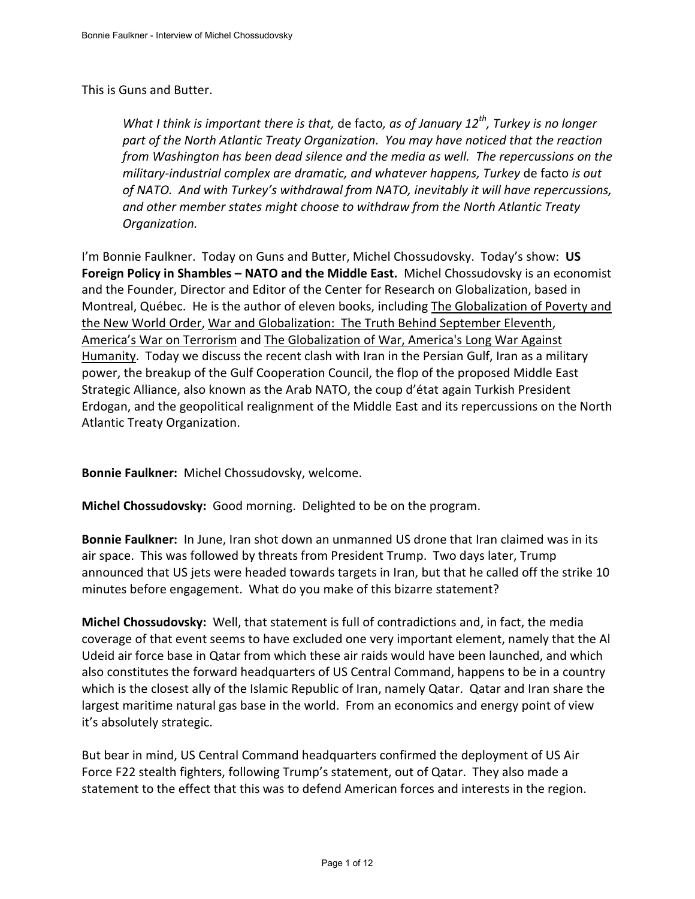This is Guns and Butter.

> *What I think is important there is that,* de facto*, as of January 12th, Turkey is no longer part of the North Atlantic Treaty Organization. You may have noticed that the reaction from Washington has been dead silence and the media as well. The repercussions on the military-industrial complex are dramatic, and whatever happens, Turkey* de facto *is out of NATO. And with Turkey's withdrawal from NATO, inevitably it will have repercussions, and other member states might choose to withdraw from the North Atlantic Treaty Organization.*

I'm Bonnie Faulkner. Today on Guns and Butter, Michel Chossudovsky. Today's show: **US Foreign Policy in Shambles – NATO and the Middle East.** Michel Chossudovsky is an economist and the Founder, Director and Editor of the Center for Research on Globalization, based in Montreal, Québec. He is the author of eleven books, including The Globalization of Poverty and the New World Order, War and Globalization: The Truth Behind September Eleventh, America's War on Terrorism and The Globalization of War, America's Long War Against Humanity. Today we discuss the recent clash with Iran in the Persian Gulf, Iran as a military power, the breakup of the Gulf Cooperation Council, the flop of the proposed Middle East Strategic Alliance, also known as the Arab NATO, the coup d'état again Turkish President Erdogan, and the geopolitical realignment of the Middle East and its repercussions on the North Atlantic Treaty Organization.

**Bonnie Faulkner:** Michel Chossudovsky, welcome.

**Michel Chossudovsky:** Good morning. Delighted to be on the program.

**Bonnie Faulkner:** In June, Iran shot down an unmanned US drone that Iran claimed was in its air space. This was followed by threats from President Trump. Two days later, Trump announced that US jets were headed towards targets in Iran, but that he called off the strike 10 minutes before engagement. What do you make of this bizarre statement?

**Michel Chossudovsky:** Well, that statement is full of contradictions and, in fact, the media coverage of that event seems to have excluded one very important element, namely that the Al Udeid air force base in Qatar from which these air raids would have been launched, and which also constitutes the forward headquarters of US Central Command, happens to be in a country which is the closest ally of the Islamic Republic of Iran, namely Qatar. Qatar and Iran share the largest maritime natural gas base in the world. From an economics and energy point of view it's absolutely strategic.

But bear in mind, US Central Command headquarters confirmed the deployment of US Air Force F22 stealth fighters, following Trump's statement, out of Qatar. They also made a statement to the effect that this was to defend American forces and interests in the region.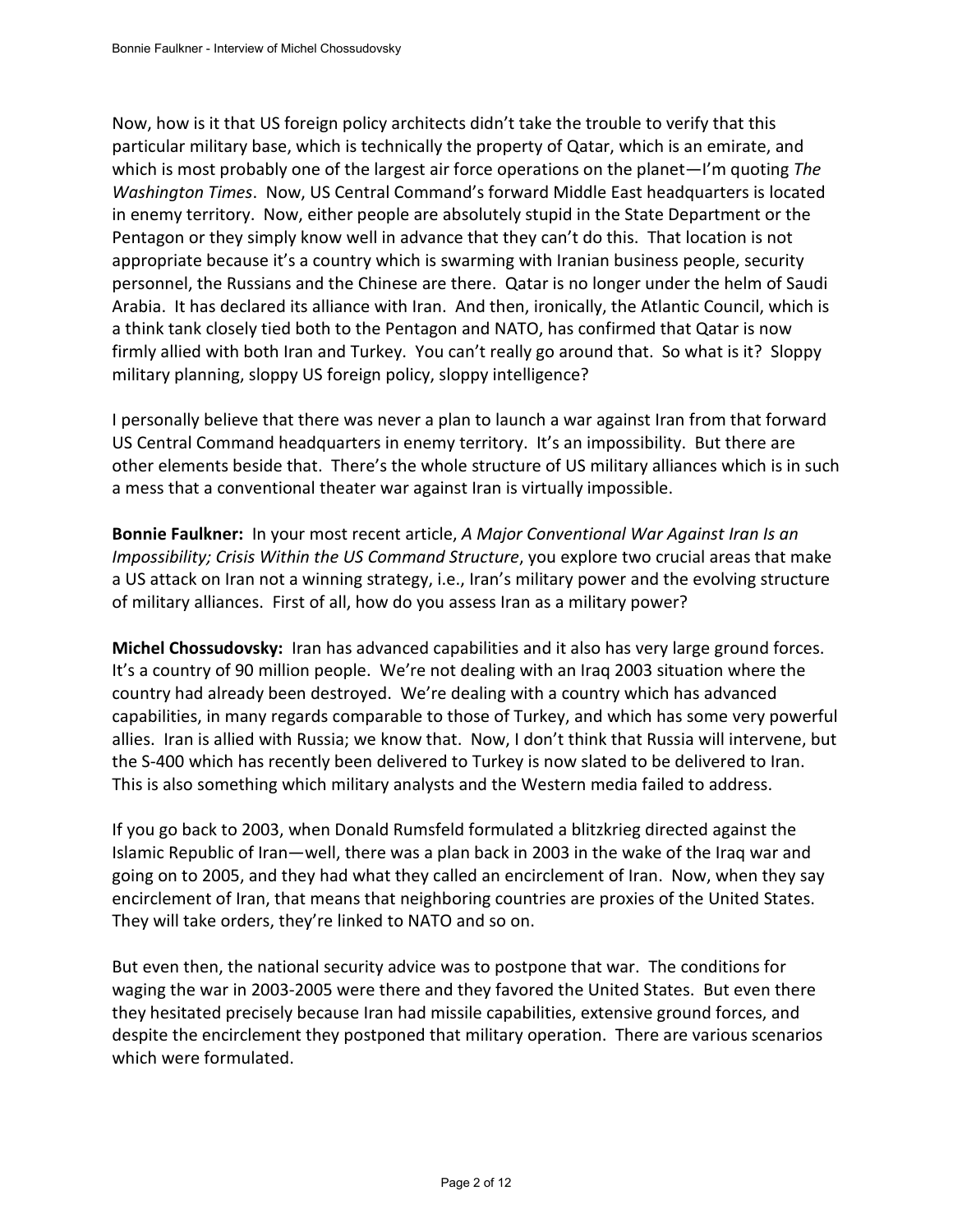Now, how is it that US foreign policy architects didn't take the trouble to verify that this particular military base, which is technically the property of Qatar, which is an emirate, and which is most probably one of the largest air force operations on the planet—I'm quoting *The Washington Times*. Now, US Central Command's forward Middle East headquarters is located in enemy territory. Now, either people are absolutely stupid in the State Department or the Pentagon or they simply know well in advance that they can't do this. That location is not appropriate because it's a country which is swarming with Iranian business people, security personnel, the Russians and the Chinese are there. Qatar is no longer under the helm of Saudi Arabia. It has declared its alliance with Iran. And then, ironically, the Atlantic Council, which is a think tank closely tied both to the Pentagon and NATO, has confirmed that Qatar is now firmly allied with both Iran and Turkey. You can't really go around that. So what is it? Sloppy military planning, sloppy US foreign policy, sloppy intelligence?

I personally believe that there was never a plan to launch a war against Iran from that forward US Central Command headquarters in enemy territory. It's an impossibility. But there are other elements beside that. There's the whole structure of US military alliances which is in such a mess that a conventional theater war against Iran is virtually impossible.

**Bonnie Faulkner:** In your most recent article, *A Major Conventional War Against Iran Is an Impossibility; Crisis Within the US Command Structure*, you explore two crucial areas that make a US attack on Iran not a winning strategy, i.e., Iran's military power and the evolving structure of military alliances. First of all, how do you assess Iran as a military power?

**Michel Chossudovsky:** Iran has advanced capabilities and it also has very large ground forces. It's a country of 90 million people. We're not dealing with an Iraq 2003 situation where the country had already been destroyed. We're dealing with a country which has advanced capabilities, in many regards comparable to those of Turkey, and which has some very powerful allies. Iran is allied with Russia; we know that. Now, I don't think that Russia will intervene, but the S-400 which has recently been delivered to Turkey is now slated to be delivered to Iran. This is also something which military analysts and the Western media failed to address.

If you go back to 2003, when Donald Rumsfeld formulated a blitzkrieg directed against the Islamic Republic of Iran—well, there was a plan back in 2003 in the wake of the Iraq war and going on to 2005, and they had what they called an encirclement of Iran. Now, when they say encirclement of Iran, that means that neighboring countries are proxies of the United States. They will take orders, they're linked to NATO and so on.

But even then, the national security advice was to postpone that war. The conditions for waging the war in 2003-2005 were there and they favored the United States. But even there they hesitated precisely because Iran had missile capabilities, extensive ground forces, and despite the encirclement they postponed that military operation. There are various scenarios which were formulated.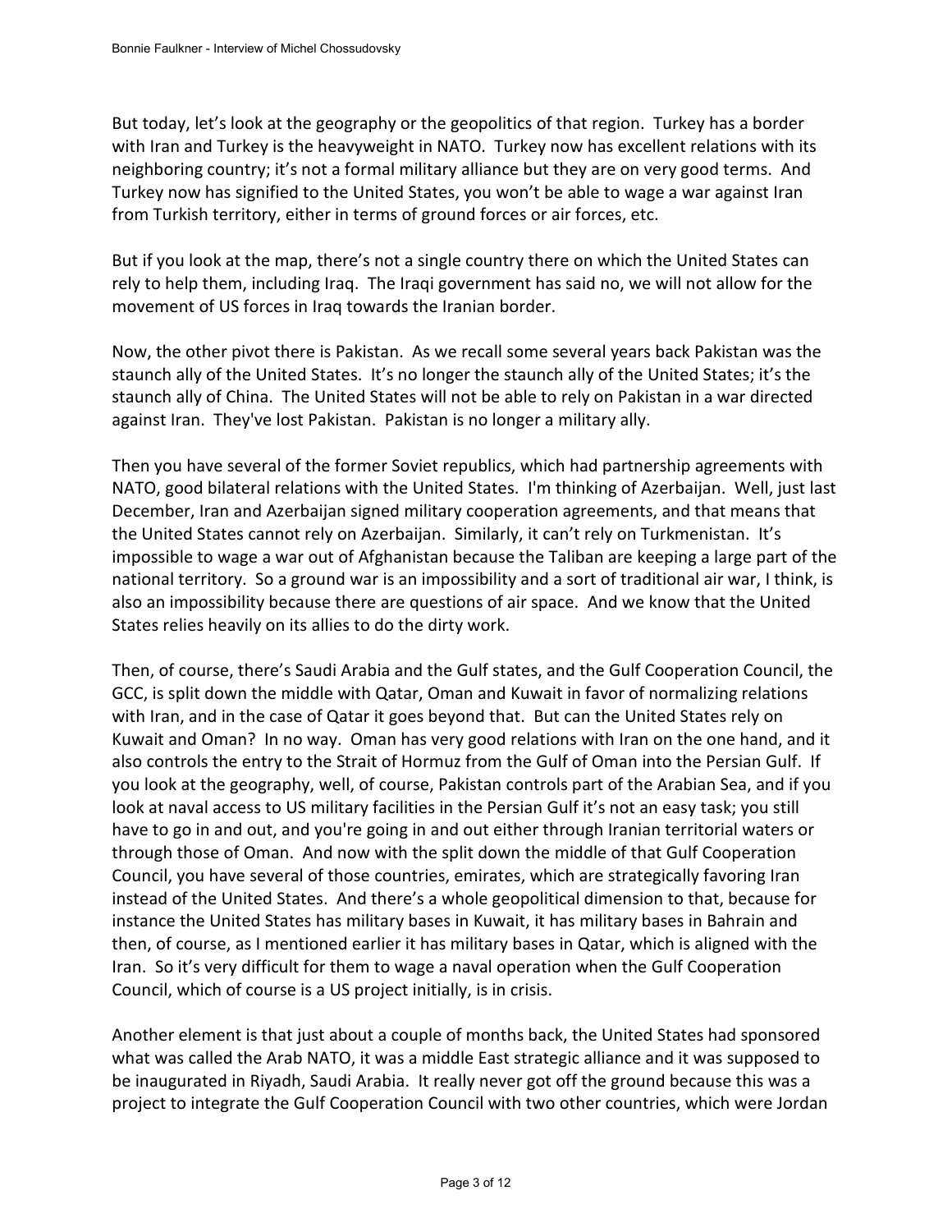But today, let's look at the geography or the geopolitics of that region. Turkey has a border with Iran and Turkey is the heavyweight in NATO. Turkey now has excellent relations with its neighboring country; it's not a formal military alliance but they are on very good terms. And Turkey now has signified to the United States, you won't be able to wage a war against Iran from Turkish territory, either in terms of ground forces or air forces, etc.

But if you look at the map, there's not a single country there on which the United States can rely to help them, including Iraq. The Iraqi government has said no, we will not allow for the movement of US forces in Iraq towards the Iranian border.

Now, the other pivot there is Pakistan. As we recall some several years back Pakistan was the staunch ally of the United States. It's no longer the staunch ally of the United States; it's the staunch ally of China. The United States will not be able to rely on Pakistan in a war directed against Iran. They've lost Pakistan. Pakistan is no longer a military ally.

Then you have several of the former Soviet republics, which had partnership agreements with NATO, good bilateral relations with the United States. I'm thinking of Azerbaijan. Well, just last December, Iran and Azerbaijan signed military cooperation agreements, and that means that the United States cannot rely on Azerbaijan. Similarly, it can't rely on Turkmenistan. It's impossible to wage a war out of Afghanistan because the Taliban are keeping a large part of the national territory. So a ground war is an impossibility and a sort of traditional air war, I think, is also an impossibility because there are questions of air space. And we know that the United States relies heavily on its allies to do the dirty work.

Then, of course, there's Saudi Arabia and the Gulf states, and the Gulf Cooperation Council, the GCC, is split down the middle with Qatar, Oman and Kuwait in favor of normalizing relations with Iran, and in the case of Qatar it goes beyond that. But can the United States rely on Kuwait and Oman? In no way. Oman has very good relations with Iran on the one hand, and it also controls the entry to the Strait of Hormuz from the Gulf of Oman into the Persian Gulf. If you look at the geography, well, of course, Pakistan controls part of the Arabian Sea, and if you look at naval access to US military facilities in the Persian Gulf it's not an easy task; you still have to go in and out, and you're going in and out either through Iranian territorial waters or through those of Oman. And now with the split down the middle of that Gulf Cooperation Council, you have several of those countries, emirates, which are strategically favoring Iran instead of the United States. And there's a whole geopolitical dimension to that, because for instance the United States has military bases in Kuwait, it has military bases in Bahrain and then, of course, as I mentioned earlier it has military bases in Qatar, which is aligned with the Iran. So it's very difficult for them to wage a naval operation when the Gulf Cooperation Council, which of course is a US project initially, is in crisis.

Another element is that just about a couple of months back, the United States had sponsored what was called the Arab NATO, it was a middle East strategic alliance and it was supposed to be inaugurated in Riyadh, Saudi Arabia. It really never got off the ground because this was a project to integrate the Gulf Cooperation Council with two other countries, which were Jordan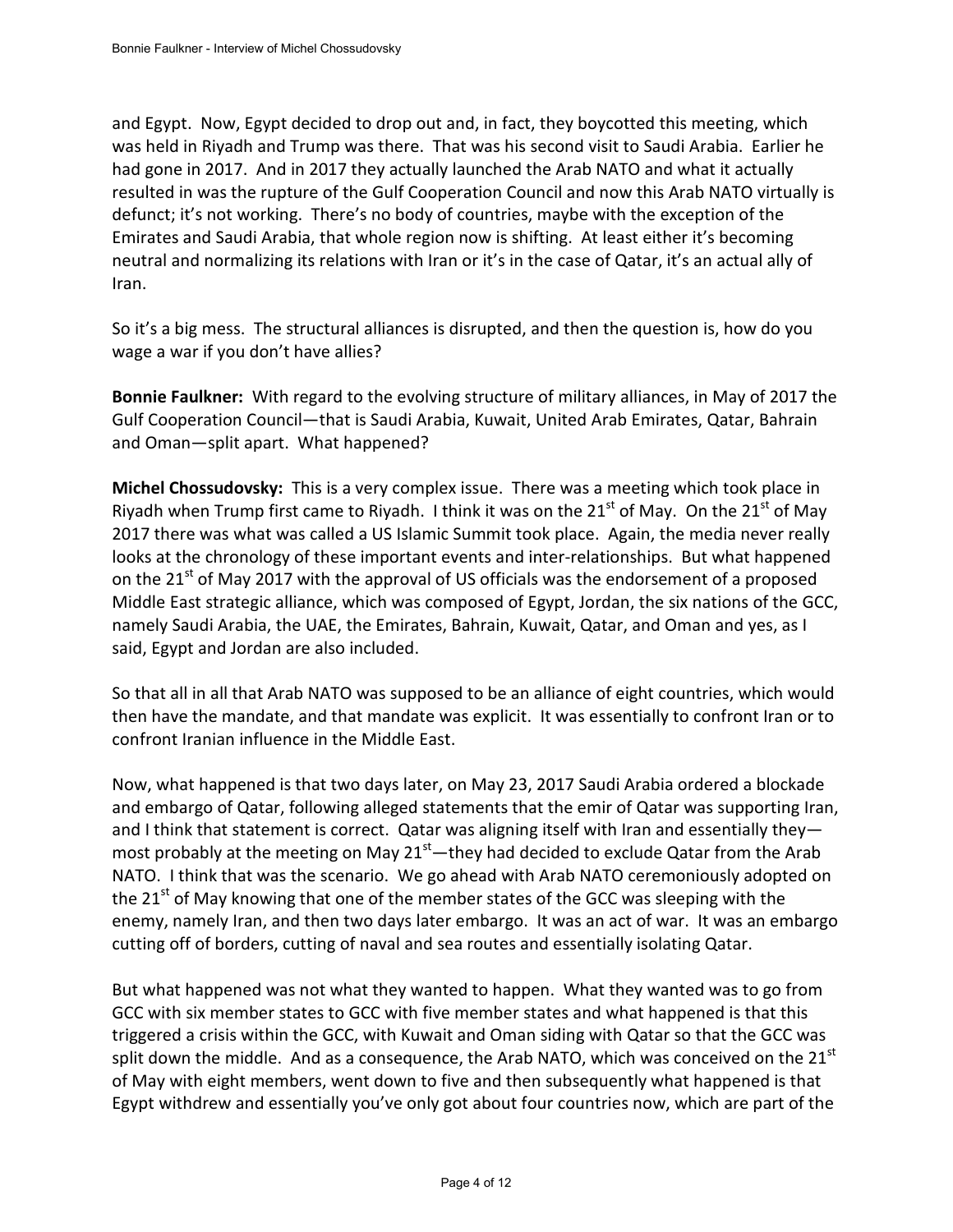and Egypt. Now, Egypt decided to drop out and, in fact, they boycotted this meeting, which was held in Riyadh and Trump was there. That was his second visit to Saudi Arabia. Earlier he had gone in 2017. And in 2017 they actually launched the Arab NATO and what it actually resulted in was the rupture of the Gulf Cooperation Council and now this Arab NATO virtually is defunct; it's not working. There's no body of countries, maybe with the exception of the Emirates and Saudi Arabia, that whole region now is shifting. At least either it's becoming neutral and normalizing its relations with Iran or it's in the case of Qatar, it's an actual ally of Iran.

So it's a big mess. The structural alliances is disrupted, and then the question is, how do you wage a war if you don't have allies?

**Bonnie Faulkner:** With regard to the evolving structure of military alliances, in May of 2017 the Gulf Cooperation Council—that is Saudi Arabia, Kuwait, United Arab Emirates, Qatar, Bahrain and Oman—split apart. What happened?

**Michel Chossudovsky:** This is a very complex issue. There was a meeting which took place in Riyadh when Trump first came to Riyadh. I think it was on the 21st of May. On the 21st of May 2017 there was what was called a US Islamic Summit took place. Again, the media never really looks at the chronology of these important events and inter-relationships. But what happened on the 21st of May 2017 with the approval of US officials was the endorsement of a proposed Middle East strategic alliance, which was composed of Egypt, Jordan, the six nations of the GCC, namely Saudi Arabia, the UAE, the Emirates, Bahrain, Kuwait, Qatar, and Oman and yes, as I said, Egypt and Jordan are also included.

So that all in all that Arab NATO was supposed to be an alliance of eight countries, which would then have the mandate, and that mandate was explicit. It was essentially to confront Iran or to confront Iranian influence in the Middle East.

Now, what happened is that two days later, on May 23, 2017 Saudi Arabia ordered a blockade and embargo of Qatar, following alleged statements that the emir of Qatar was supporting Iran, and I think that statement is correct. Qatar was aligning itself with Iran and essentially they—most probably at the meeting on May 21st—they had decided to exclude Qatar from the Arab NATO. I think that was the scenario. We go ahead with Arab NATO ceremoniously adopted on the 21st of May knowing that one of the member states of the GCC was sleeping with the enemy, namely Iran, and then two days later embargo. It was an act of war. It was an embargo cutting off of borders, cutting of naval and sea routes and essentially isolating Qatar.

But what happened was not what they wanted to happen. What they wanted was to go from GCC with six member states to GCC with five member states and what happened is that this triggered a crisis within the GCC, with Kuwait and Oman siding with Qatar so that the GCC was split down the middle. And as a consequence, the Arab NATO, which was conceived on the 21st of May with eight members, went down to five and then subsequently what happened is that Egypt withdrew and essentially you've only got about four countries now, which are part of the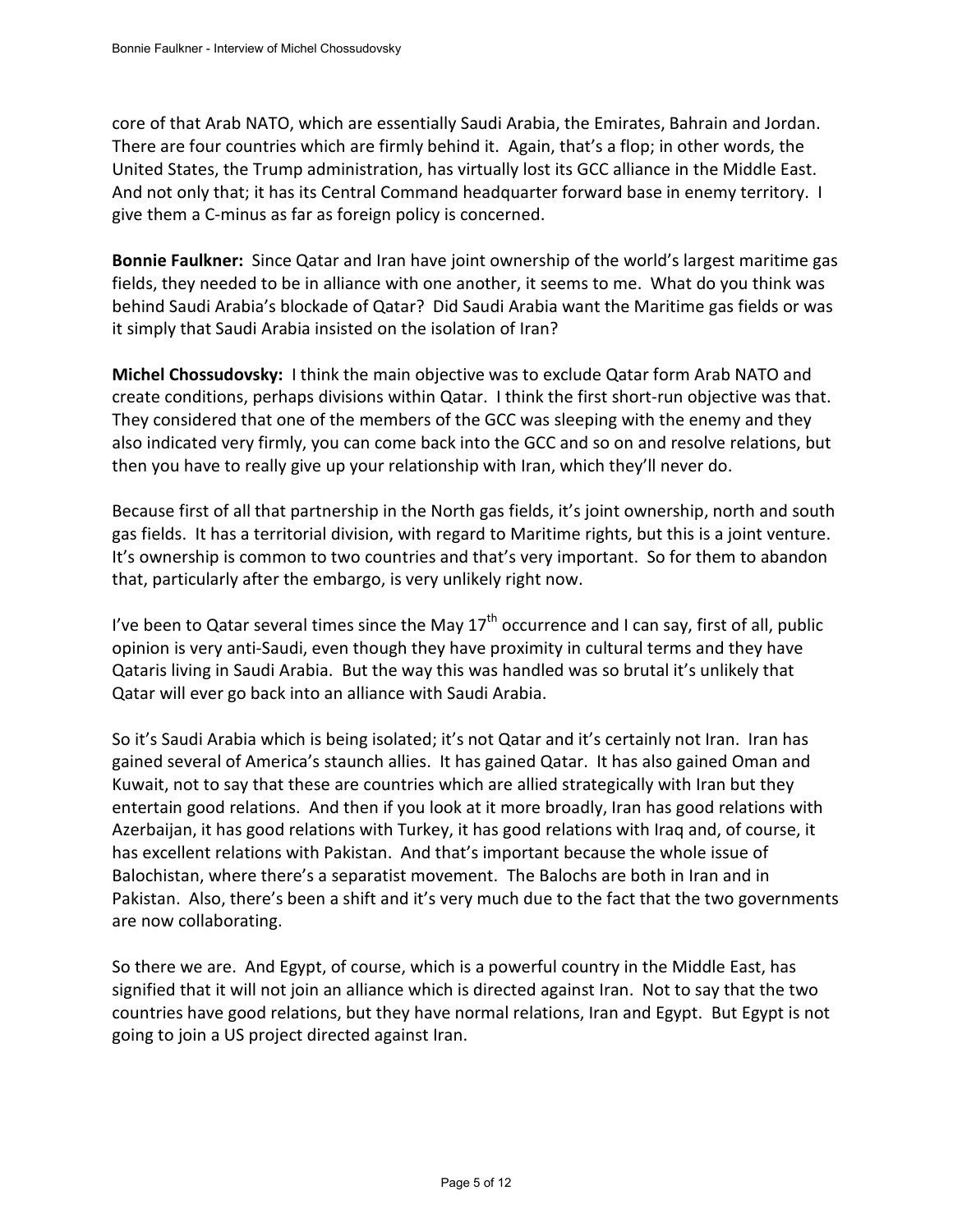core of that Arab NATO, which are essentially Saudi Arabia, the Emirates, Bahrain and Jordan. There are four countries which are firmly behind it. Again, that's a flop; in other words, the United States, the Trump administration, has virtually lost its GCC alliance in the Middle East. And not only that; it has its Central Command headquarter forward base in enemy territory. I give them a C-minus as far as foreign policy is concerned.

**Bonnie Faulkner:** Since Qatar and Iran have joint ownership of the world's largest maritime gas fields, they needed to be in alliance with one another, it seems to me. What do you think was behind Saudi Arabia's blockade of Qatar? Did Saudi Arabia want the Maritime gas fields or was it simply that Saudi Arabia insisted on the isolation of Iran?

**Michel Chossudovsky:** I think the main objective was to exclude Qatar form Arab NATO and create conditions, perhaps divisions within Qatar. I think the first short-run objective was that. They considered that one of the members of the GCC was sleeping with the enemy and they also indicated very firmly, you can come back into the GCC and so on and resolve relations, but then you have to really give up your relationship with Iran, which they'll never do.

Because first of all that partnership in the North gas fields, it's joint ownership, north and south gas fields. It has a territorial division, with regard to Maritime rights, but this is a joint venture. It's ownership is common to two countries and that's very important. So for them to abandon that, particularly after the embargo, is very unlikely right now.

I've been to Qatar several times since the May 17th occurrence and I can say, first of all, public opinion is very anti-Saudi, even though they have proximity in cultural terms and they have Qataris living in Saudi Arabia. But the way this was handled was so brutal it's unlikely that Qatar will ever go back into an alliance with Saudi Arabia.

So it's Saudi Arabia which is being isolated; it's not Qatar and it's certainly not Iran. Iran has gained several of America's staunch allies. It has gained Qatar. It has also gained Oman and Kuwait, not to say that these are countries which are allied strategically with Iran but they entertain good relations. And then if you look at it more broadly, Iran has good relations with Azerbaijan, it has good relations with Turkey, it has good relations with Iraq and, of course, it has excellent relations with Pakistan. And that's important because the whole issue of Balochistan, where there's a separatist movement. The Balochs are both in Iran and in Pakistan. Also, there's been a shift and it's very much due to the fact that the two governments are now collaborating.

So there we are. And Egypt, of course, which is a powerful country in the Middle East, has signified that it will not join an alliance which is directed against Iran. Not to say that the two countries have good relations, but they have normal relations, Iran and Egypt. But Egypt is not going to join a US project directed against Iran.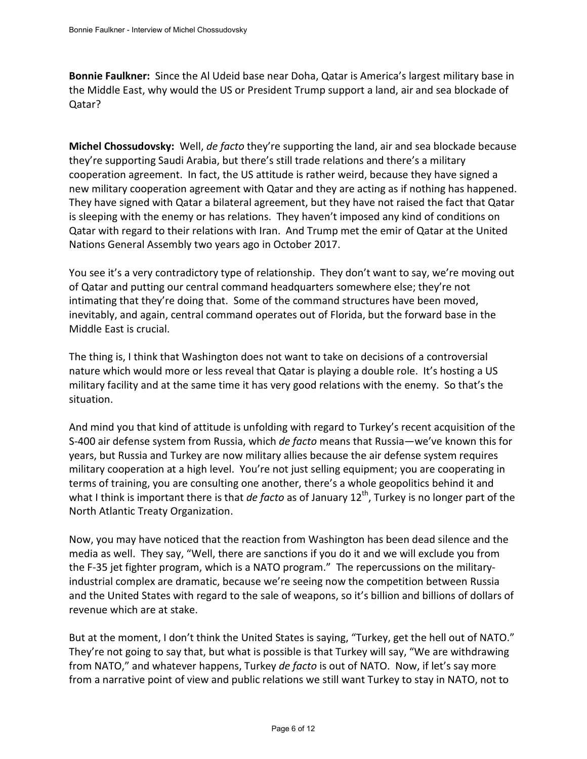**Bonnie Faulkner:** Since the Al Udeid base near Doha, Qatar is America's largest military base in the Middle East, why would the US or President Trump support a land, air and sea blockade of Qatar?

**Michel Chossudovsky:** Well, *de facto* they're supporting the land, air and sea blockade because they're supporting Saudi Arabia, but there's still trade relations and there's a military cooperation agreement. In fact, the US attitude is rather weird, because they have signed a new military cooperation agreement with Qatar and they are acting as if nothing has happened. They have signed with Qatar a bilateral agreement, but they have not raised the fact that Qatar is sleeping with the enemy or has relations. They haven't imposed any kind of conditions on Qatar with regard to their relations with Iran. And Trump met the emir of Qatar at the United Nations General Assembly two years ago in October 2017.

You see it's a very contradictory type of relationship. They don't want to say, we're moving out of Qatar and putting our central command headquarters somewhere else; they're not intimating that they're doing that. Some of the command structures have been moved, inevitably, and again, central command operates out of Florida, but the forward base in the Middle East is crucial.

The thing is, I think that Washington does not want to take on decisions of a controversial nature which would more or less reveal that Qatar is playing a double role. It's hosting a US military facility and at the same time it has very good relations with the enemy. So that's the situation.

And mind you that kind of attitude is unfolding with regard to Turkey's recent acquisition of the S-400 air defense system from Russia, which *de facto* means that Russia—we've known this for years, but Russia and Turkey are now military allies because the air defense system requires military cooperation at a high level. You're not just selling equipment; you are cooperating in terms of training, you are consulting one another, there's a whole geopolitics behind it and what I think is important there is that *de facto* as of January 12th, Turkey is no longer part of the North Atlantic Treaty Organization.

Now, you may have noticed that the reaction from Washington has been dead silence and the media as well. They say, "Well, there are sanctions if you do it and we will exclude you from the F-35 jet fighter program, which is a NATO program." The repercussions on the military-industrial complex are dramatic, because we're seeing now the competition between Russia and the United States with regard to the sale of weapons, so it's billion and billions of dollars of revenue which are at stake.

But at the moment, I don't think the United States is saying, "Turkey, get the hell out of NATO." They're not going to say that, but what is possible is that Turkey will say, "We are withdrawing from NATO," and whatever happens, Turkey *de facto* is out of NATO. Now, if let's say more from a narrative point of view and public relations we still want Turkey to stay in NATO, not to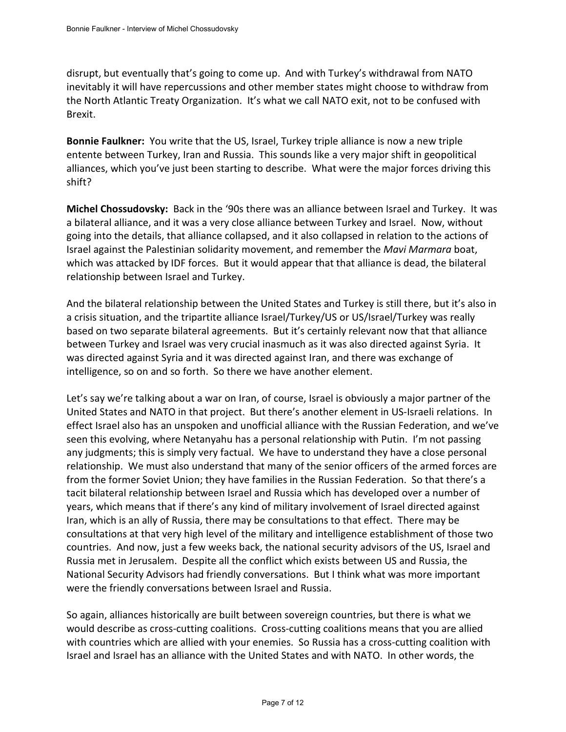disrupt, but eventually that's going to come up. And with Turkey's withdrawal from NATO inevitably it will have repercussions and other member states might choose to withdraw from the North Atlantic Treaty Organization. It's what we call NATO exit, not to be confused with Brexit.

**Bonnie Faulkner:** You write that the US, Israel, Turkey triple alliance is now a new triple entente between Turkey, Iran and Russia. This sounds like a very major shift in geopolitical alliances, which you've just been starting to describe. What were the major forces driving this shift?

**Michel Chossudovsky:** Back in the '90s there was an alliance between Israel and Turkey. It was a bilateral alliance, and it was a very close alliance between Turkey and Israel. Now, without going into the details, that alliance collapsed, and it also collapsed in relation to the actions of Israel against the Palestinian solidarity movement, and remember the *Mavi Marmara* boat, which was attacked by IDF forces. But it would appear that that alliance is dead, the bilateral relationship between Israel and Turkey.

And the bilateral relationship between the United States and Turkey is still there, but it's also in a crisis situation, and the tripartite alliance Israel/Turkey/US or US/Israel/Turkey was really based on two separate bilateral agreements. But it's certainly relevant now that that alliance between Turkey and Israel was very crucial inasmuch as it was also directed against Syria. It was directed against Syria and it was directed against Iran, and there was exchange of intelligence, so on and so forth. So there we have another element.

Let's say we're talking about a war on Iran, of course, Israel is obviously a major partner of the United States and NATO in that project. But there's another element in US-Israeli relations. In effect Israel also has an unspoken and unofficial alliance with the Russian Federation, and we've seen this evolving, where Netanyahu has a personal relationship with Putin. I'm not passing any judgments; this is simply very factual. We have to understand they have a close personal relationship. We must also understand that many of the senior officers of the armed forces are from the former Soviet Union; they have families in the Russian Federation. So that there's a tacit bilateral relationship between Israel and Russia which has developed over a number of years, which means that if there's any kind of military involvement of Israel directed against Iran, which is an ally of Russia, there may be consultations to that effect. There may be consultations at that very high level of the military and intelligence establishment of those two countries. And now, just a few weeks back, the national security advisors of the US, Israel and Russia met in Jerusalem. Despite all the conflict which exists between US and Russia, the National Security Advisors had friendly conversations. But I think what was more important were the friendly conversations between Israel and Russia.

So again, alliances historically are built between sovereign countries, but there is what we would describe as cross-cutting coalitions. Cross-cutting coalitions means that you are allied with countries which are allied with your enemies. So Russia has a cross-cutting coalition with Israel and Israel has an alliance with the United States and with NATO. In other words, the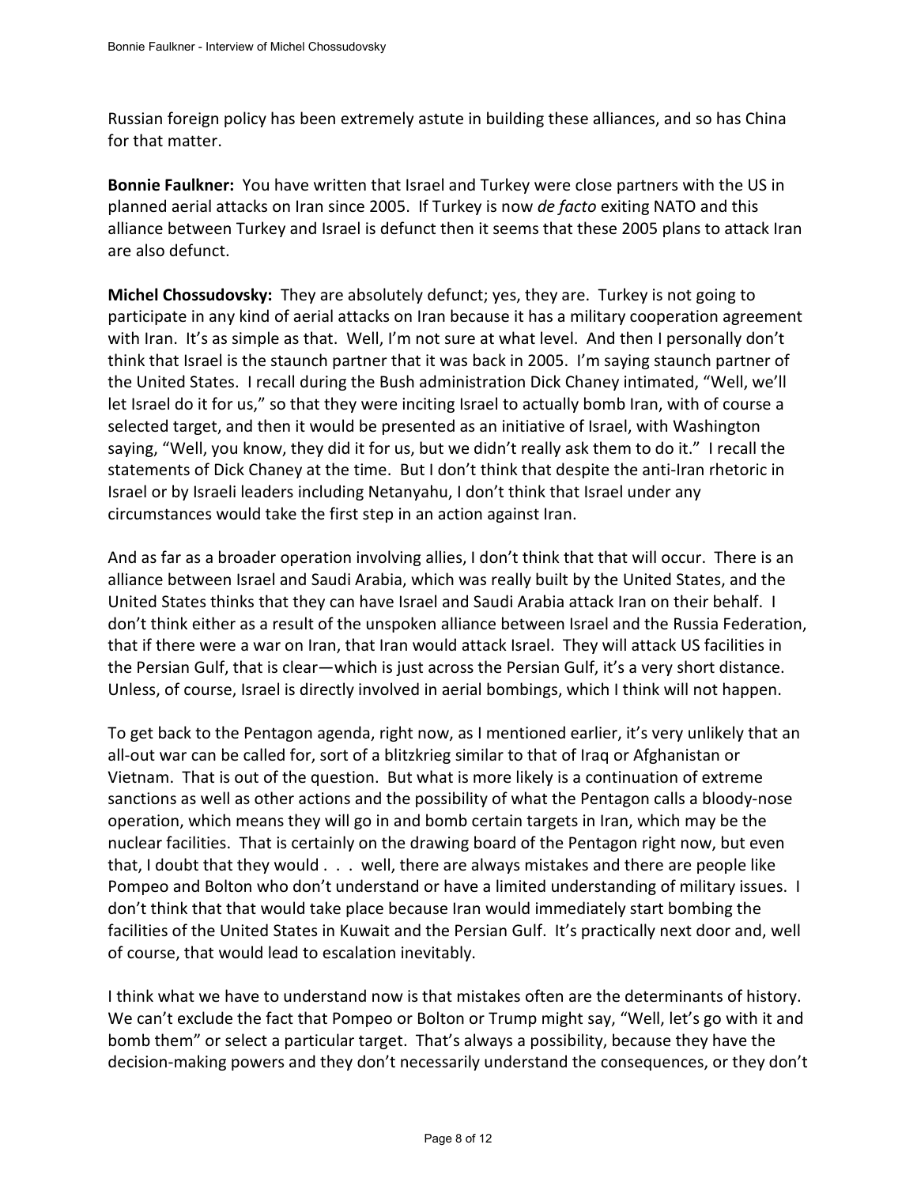Russian foreign policy has been extremely astute in building these alliances, and so has China for that matter.

**Bonnie Faulkner:** You have written that Israel and Turkey were close partners with the US in planned aerial attacks on Iran since 2005. If Turkey is now *de facto* exiting NATO and this alliance between Turkey and Israel is defunct then it seems that these 2005 plans to attack Iran are also defunct.

**Michel Chossudovsky:** They are absolutely defunct; yes, they are. Turkey is not going to participate in any kind of aerial attacks on Iran because it has a military cooperation agreement with Iran. It's as simple as that. Well, I'm not sure at what level. And then I personally don't think that Israel is the staunch partner that it was back in 2005. I'm saying staunch partner of the United States. I recall during the Bush administration Dick Chaney intimated, "Well, we'll let Israel do it for us," so that they were inciting Israel to actually bomb Iran, with of course a selected target, and then it would be presented as an initiative of Israel, with Washington saying, "Well, you know, they did it for us, but we didn't really ask them to do it." I recall the statements of Dick Chaney at the time. But I don't think that despite the anti-Iran rhetoric in Israel or by Israeli leaders including Netanyahu, I don't think that Israel under any circumstances would take the first step in an action against Iran.

And as far as a broader operation involving allies, I don't think that that will occur. There is an alliance between Israel and Saudi Arabia, which was really built by the United States, and the United States thinks that they can have Israel and Saudi Arabia attack Iran on their behalf. I don't think either as a result of the unspoken alliance between Israel and the Russia Federation, that if there were a war on Iran, that Iran would attack Israel. They will attack US facilities in the Persian Gulf, that is clear—which is just across the Persian Gulf, it's a very short distance. Unless, of course, Israel is directly involved in aerial bombings, which I think will not happen.

To get back to the Pentagon agenda, right now, as I mentioned earlier, it's very unlikely that an all-out war can be called for, sort of a blitzkrieg similar to that of Iraq or Afghanistan or Vietnam. That is out of the question. But what is more likely is a continuation of extreme sanctions as well as other actions and the possibility of what the Pentagon calls a bloody-nose operation, which means they will go in and bomb certain targets in Iran, which may be the nuclear facilities. That is certainly on the drawing board of the Pentagon right now, but even that, I doubt that they would . . . well, there are always mistakes and there are people like Pompeo and Bolton who don't understand or have a limited understanding of military issues. I don't think that that would take place because Iran would immediately start bombing the facilities of the United States in Kuwait and the Persian Gulf. It's practically next door and, well of course, that would lead to escalation inevitably.

I think what we have to understand now is that mistakes often are the determinants of history. We can't exclude the fact that Pompeo or Bolton or Trump might say, "Well, let's go with it and bomb them" or select a particular target. That's always a possibility, because they have the decision-making powers and they don't necessarily understand the consequences, or they don't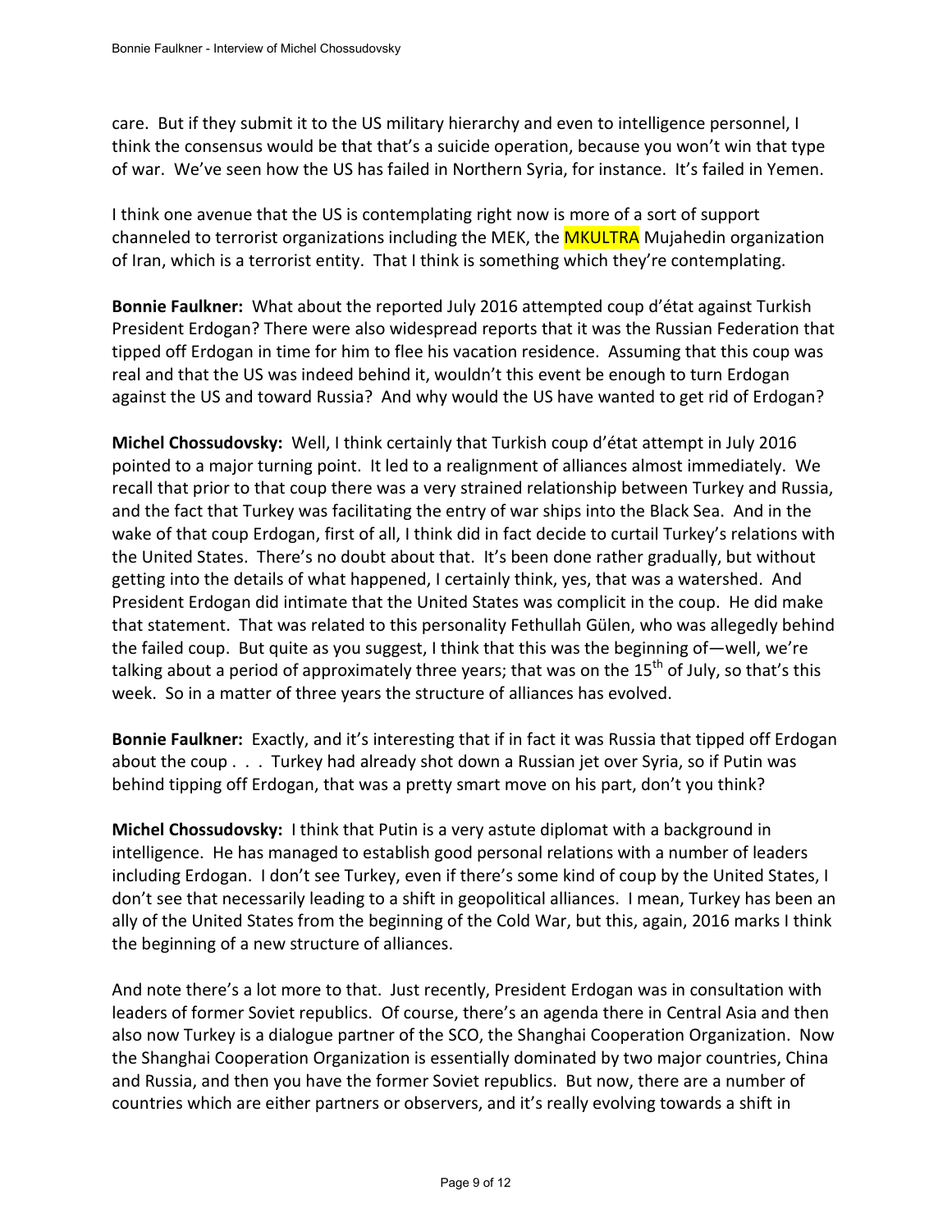care. But if they submit it to the US military hierarchy and even to intelligence personnel, I think the consensus would be that that's a suicide operation, because you won't win that type of war. We've seen how the US has failed in Northern Syria, for instance. It's failed in Yemen.

I think one avenue that the US is contemplating right now is more of a sort of support channeled to terrorist organizations including the MEK, the MKULTRA Mujahedin organization of Iran, which is a terrorist entity. That I think is something which they're contemplating.

**Bonnie Faulkner:** What about the reported July 2016 attempted coup d'état against Turkish President Erdogan? There were also widespread reports that it was the Russian Federation that tipped off Erdogan in time for him to flee his vacation residence. Assuming that this coup was real and that the US was indeed behind it, wouldn't this event be enough to turn Erdogan against the US and toward Russia? And why would the US have wanted to get rid of Erdogan?

**Michel Chossudovsky:** Well, I think certainly that Turkish coup d'état attempt in July 2016 pointed to a major turning point. It led to a realignment of alliances almost immediately. We recall that prior to that coup there was a very strained relationship between Turkey and Russia, and the fact that Turkey was facilitating the entry of war ships into the Black Sea. And in the wake of that coup Erdogan, first of all, I think did in fact decide to curtail Turkey's relations with the United States. There's no doubt about that. It's been done rather gradually, but without getting into the details of what happened, I certainly think, yes, that was a watershed. And President Erdogan did intimate that the United States was complicit in the coup. He did make that statement. That was related to this personality Fethullah Gülen, who was allegedly behind the failed coup. But quite as you suggest, I think that this was the beginning of—well, we're talking about a period of approximately three years; that was on the 15th of July, so that's this week. So in a matter of three years the structure of alliances has evolved.

**Bonnie Faulkner:** Exactly, and it's interesting that if in fact it was Russia that tipped off Erdogan about the coup . . . Turkey had already shot down a Russian jet over Syria, so if Putin was behind tipping off Erdogan, that was a pretty smart move on his part, don't you think?

**Michel Chossudovsky:** I think that Putin is a very astute diplomat with a background in intelligence. He has managed to establish good personal relations with a number of leaders including Erdogan. I don't see Turkey, even if there's some kind of coup by the United States, I don't see that necessarily leading to a shift in geopolitical alliances. I mean, Turkey has been an ally of the United States from the beginning of the Cold War, but this, again, 2016 marks I think the beginning of a new structure of alliances.

And note there's a lot more to that. Just recently, President Erdogan was in consultation with leaders of former Soviet republics. Of course, there's an agenda there in Central Asia and then also now Turkey is a dialogue partner of the SCO, the Shanghai Cooperation Organization. Now the Shanghai Cooperation Organization is essentially dominated by two major countries, China and Russia, and then you have the former Soviet republics. But now, there are a number of countries which are either partners or observers, and it's really evolving towards a shift in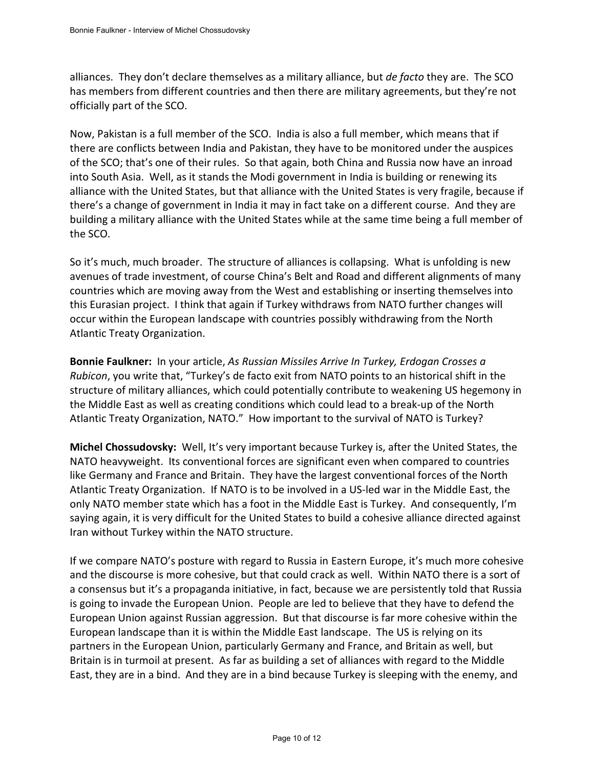alliances. They don't declare themselves as a military alliance, but *de facto* they are. The SCO has members from different countries and then there are military agreements, but they're not officially part of the SCO.

Now, Pakistan is a full member of the SCO. India is also a full member, which means that if there are conflicts between India and Pakistan, they have to be monitored under the auspices of the SCO; that's one of their rules. So that again, both China and Russia now have an inroad into South Asia. Well, as it stands the Modi government in India is building or renewing its alliance with the United States, but that alliance with the United States is very fragile, because if there's a change of government in India it may in fact take on a different course. And they are building a military alliance with the United States while at the same time being a full member of the SCO.

So it's much, much broader. The structure of alliances is collapsing. What is unfolding is new avenues of trade investment, of course China's Belt and Road and different alignments of many countries which are moving away from the West and establishing or inserting themselves into this Eurasian project. I think that again if Turkey withdraws from NATO further changes will occur within the European landscape with countries possibly withdrawing from the North Atlantic Treaty Organization.

**Bonnie Faulkner:** In your article, *As Russian Missiles Arrive In Turkey, Erdogan Crosses a Rubicon*, you write that, "Turkey's de facto exit from NATO points to an historical shift in the structure of military alliances, which could potentially contribute to weakening US hegemony in the Middle East as well as creating conditions which could lead to a break-up of the North Atlantic Treaty Organization, NATO." How important to the survival of NATO is Turkey?

**Michel Chossudovsky:** Well, It's very important because Turkey is, after the United States, the NATO heavyweight. Its conventional forces are significant even when compared to countries like Germany and France and Britain. They have the largest conventional forces of the North Atlantic Treaty Organization. If NATO is to be involved in a US-led war in the Middle East, the only NATO member state which has a foot in the Middle East is Turkey. And consequently, I'm saying again, it is very difficult for the United States to build a cohesive alliance directed against Iran without Turkey within the NATO structure.

If we compare NATO's posture with regard to Russia in Eastern Europe, it's much more cohesive and the discourse is more cohesive, but that could crack as well. Within NATO there is a sort of a consensus but it's a propaganda initiative, in fact, because we are persistently told that Russia is going to invade the European Union. People are led to believe that they have to defend the European Union against Russian aggression. But that discourse is far more cohesive within the European landscape than it is within the Middle East landscape. The US is relying on its partners in the European Union, particularly Germany and France, and Britain as well, but Britain is in turmoil at present. As far as building a set of alliances with regard to the Middle East, they are in a bind. And they are in a bind because Turkey is sleeping with the enemy, and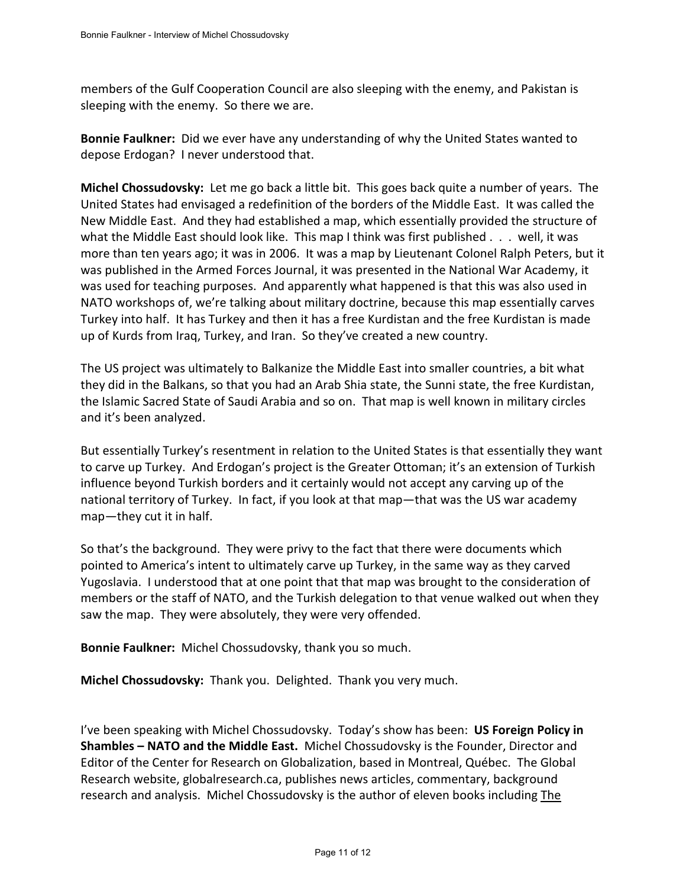members of the Gulf Cooperation Council are also sleeping with the enemy, and Pakistan is sleeping with the enemy. So there we are.

**Bonnie Faulkner:** Did we ever have any understanding of why the United States wanted to depose Erdogan? I never understood that.

**Michel Chossudovsky:** Let me go back a little bit. This goes back quite a number of years. The United States had envisaged a redefinition of the borders of the Middle East. It was called the New Middle East. And they had established a map, which essentially provided the structure of what the Middle East should look like. This map I think was first published . . . well, it was more than ten years ago; it was in 2006. It was a map by Lieutenant Colonel Ralph Peters, but it was published in the Armed Forces Journal, it was presented in the National War Academy, it was used for teaching purposes. And apparently what happened is that this was also used in NATO workshops of, we're talking about military doctrine, because this map essentially carves Turkey into half. It has Turkey and then it has a free Kurdistan and the free Kurdistan is made up of Kurds from Iraq, Turkey, and Iran. So they've created a new country.

The US project was ultimately to Balkanize the Middle East into smaller countries, a bit what they did in the Balkans, so that you had an Arab Shia state, the Sunni state, the free Kurdistan, the Islamic Sacred State of Saudi Arabia and so on. That map is well known in military circles and it's been analyzed.

But essentially Turkey's resentment in relation to the United States is that essentially they want to carve up Turkey. And Erdogan's project is the Greater Ottoman; it's an extension of Turkish influence beyond Turkish borders and it certainly would not accept any carving up of the national territory of Turkey. In fact, if you look at that map—that was the US war academy map—they cut it in half.

So that's the background. They were privy to the fact that there were documents which pointed to America's intent to ultimately carve up Turkey, in the same way as they carved Yugoslavia. I understood that at one point that that map was brought to the consideration of members or the staff of NATO, and the Turkish delegation to that venue walked out when they saw the map. They were absolutely, they were very offended.

**Bonnie Faulkner:** Michel Chossudovsky, thank you so much.

**Michel Chossudovsky:** Thank you. Delighted. Thank you very much.

I've been speaking with Michel Chossudovsky. Today's show has been: **US Foreign Policy in Shambles – NATO and the Middle East.** Michel Chossudovsky is the Founder, Director and Editor of the Center for Research on Globalization, based in Montreal, Québec. The Global Research website, globalresearch.ca, publishes news articles, commentary, background research and analysis. Michel Chossudovsky is the author of eleven books including <u>The</u>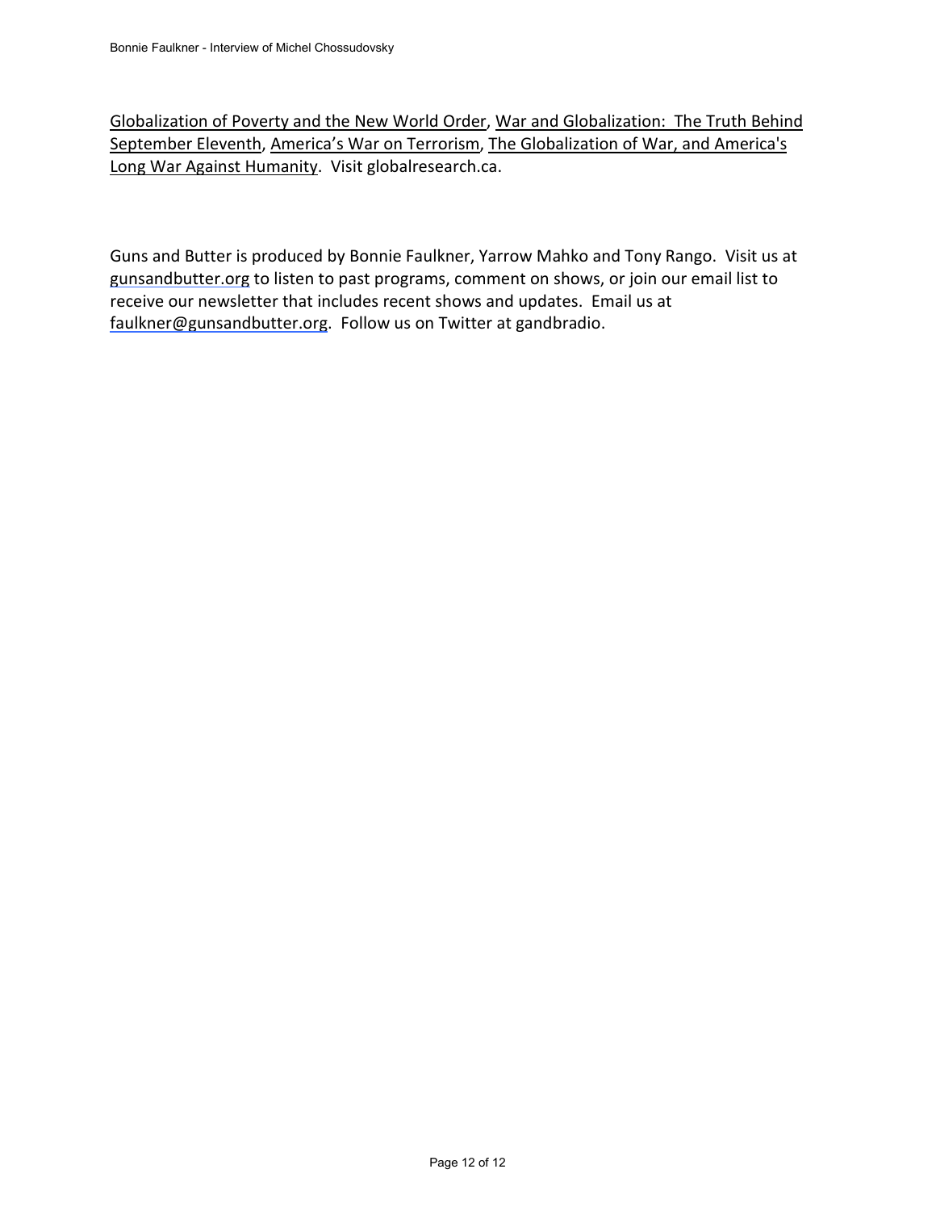Globalization of Poverty and the New World Order, War and Globalization: The Truth Behind September Eleventh, America's War on Terrorism, The Globalization of War, and America's Long War Against Humanity. Visit globalresearch.ca.

Guns and Butter is produced by Bonnie Faulkner, Yarrow Mahko and Tony Rango. Visit us at gunsandbutter.org to listen to past programs, comment on shows, or join our email list to receive our newsletter that includes recent shows and updates. Email us at faulkner@gunsandbutter.org. Follow us on Twitter at gandbradio.